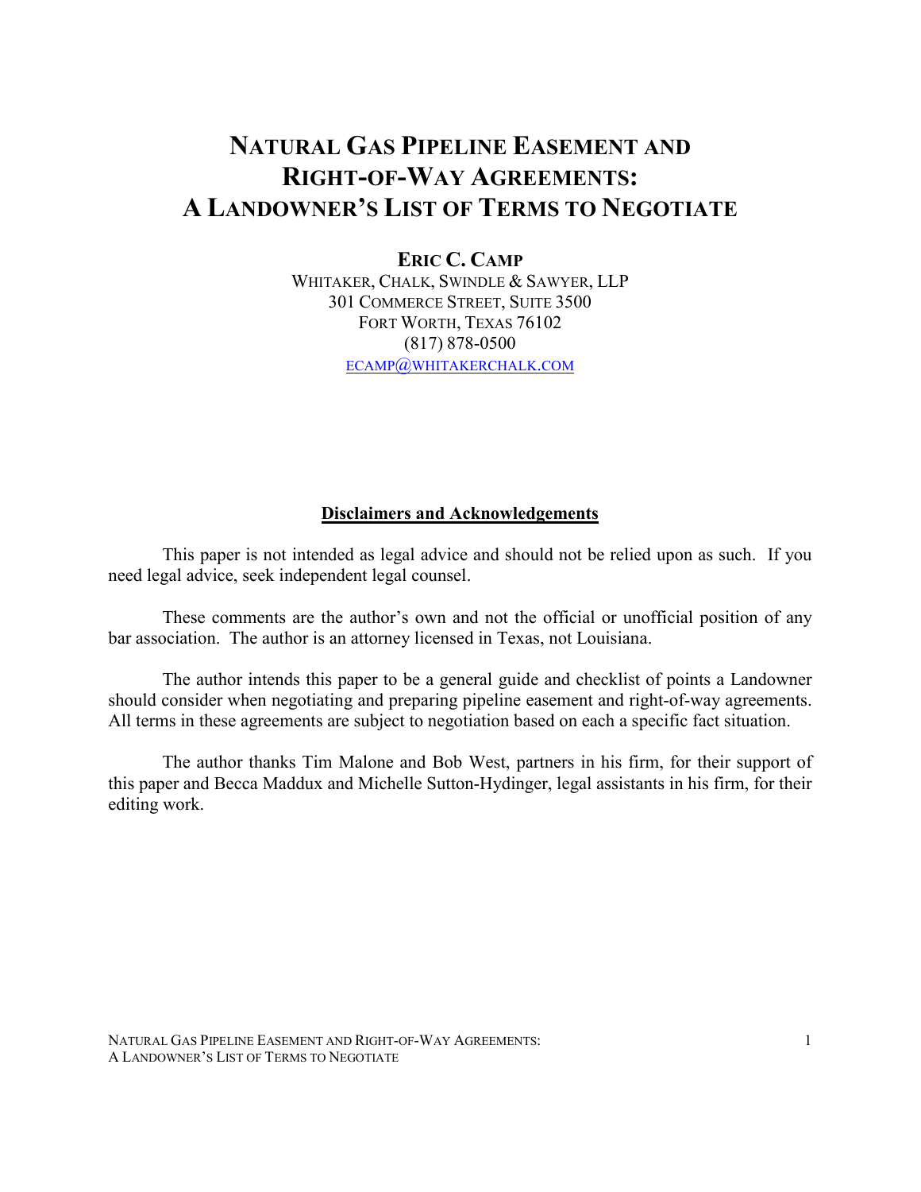# NATURAL GAS PIPELINE EASEMENT AND RIGHT-OF-WAY AGREEMENTS: A LANDOWNER'S LIST OF TERMS TO NEGOTIATE

**ERIC C. CAMP**
WHITAKER, CHALK, SWINDLE & SAWYER, LLP
301 COMMERCE STREET, SUITE 3500
FORT WORTH, TEXAS 76102
(817) 878-0500
ECAMP@WHITAKERCHALK.COM

## Disclaimers and Acknowledgements

This paper is not intended as legal advice and should not be relied upon as such. If you need legal advice, seek independent legal counsel.

These comments are the author's own and not the official or unofficial position of any bar association. The author is an attorney licensed in Texas, not Louisiana.

The author intends this paper to be a general guide and checklist of points a Landowner should consider when negotiating and preparing pipeline easement and right-of-way agreements. All terms in these agreements are subject to negotiation based on each a specific fact situation.

The author thanks Tim Malone and Bob West, partners in his firm, for their support of this paper and Becca Maddux and Michelle Sutton-Hydinger, legal assistants in his firm, for their editing work.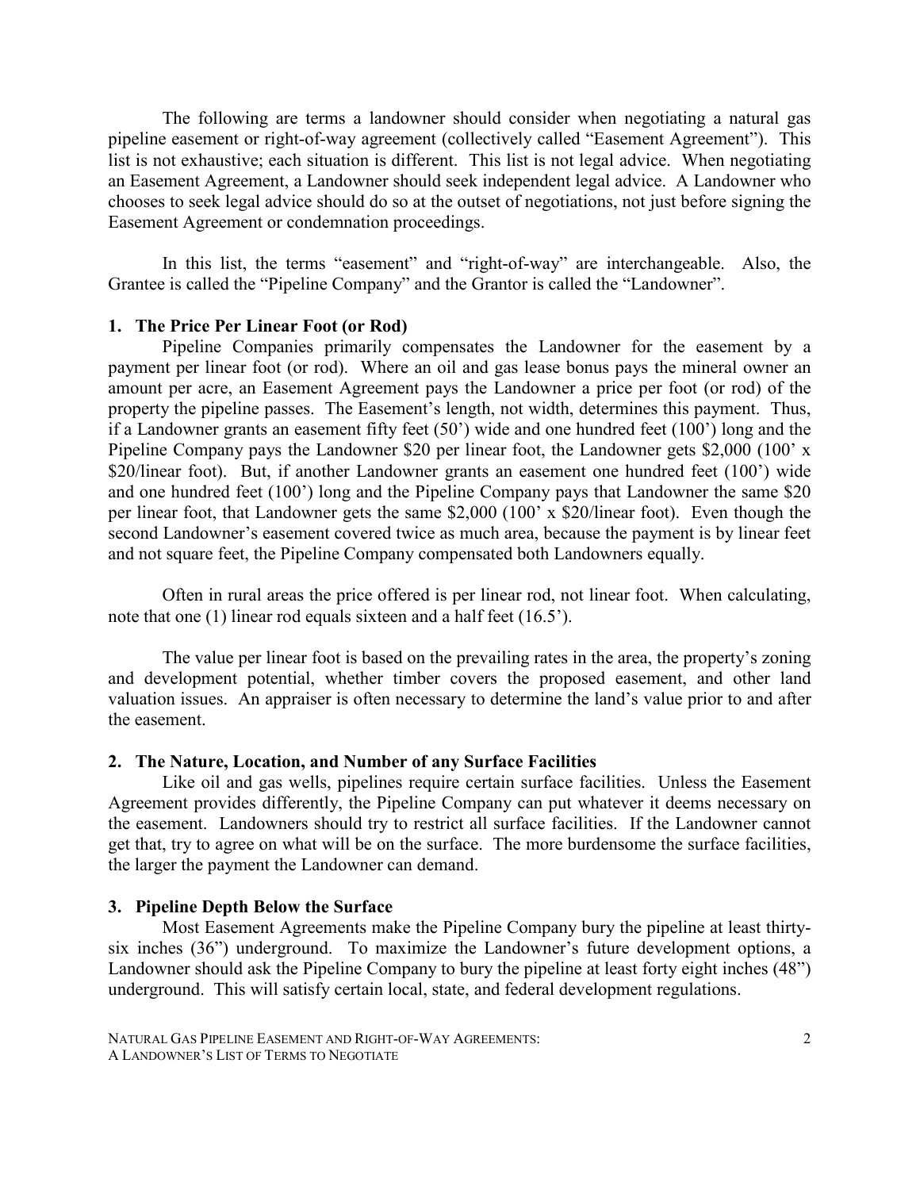The following are terms a landowner should consider when negotiating a natural gas pipeline easement or right-of-way agreement (collectively called "Easement Agreement"). This list is not exhaustive; each situation is different. This list is not legal advice. When negotiating an Easement Agreement, a Landowner should seek independent legal advice. A Landowner who chooses to seek legal advice should do so at the outset of negotiations, not just before signing the Easement Agreement or condemnation proceedings.

In this list, the terms "easement" and "right-of-way" are interchangeable. Also, the Grantee is called the "Pipeline Company" and the Grantor is called the "Landowner".

### 1. The Price Per Linear Foot (or Rod)

Pipeline Companies primarily compensates the Landowner for the easement by a payment per linear foot (or rod). Where an oil and gas lease bonus pays the mineral owner an amount per acre, an Easement Agreement pays the Landowner a price per foot (or rod) of the property the pipeline passes. The Easement's length, not width, determines this payment. Thus, if a Landowner grants an easement fifty feet (50') wide and one hundred feet (100') long and the Pipeline Company pays the Landowner $20 per linear foot, the Landowner gets $2,000 (100' x $20/linear foot). But, if another Landowner grants an easement one hundred feet (100') wide and one hundred feet (100') long and the Pipeline Company pays that Landowner the same $20 per linear foot, that Landowner gets the same $2,000 (100' x $20/linear foot). Even though the second Landowner's easement covered twice as much area, because the payment is by linear feet and not square feet, the Pipeline Company compensated both Landowners equally.

Often in rural areas the price offered is per linear rod, not linear foot. When calculating, note that one (1) linear rod equals sixteen and a half feet (16.5').

The value per linear foot is based on the prevailing rates in the area, the property's zoning and development potential, whether timber covers the proposed easement, and other land valuation issues. An appraiser is often necessary to determine the land's value prior to and after the easement.

### 2. The Nature, Location, and Number of any Surface Facilities

Like oil and gas wells, pipelines require certain surface facilities. Unless the Easement Agreement provides differently, the Pipeline Company can put whatever it deems necessary on the easement. Landowners should try to restrict all surface facilities. If the Landowner cannot get that, try to agree on what will be on the surface. The more burdensome the surface facilities, the larger the payment the Landowner can demand.

### 3. Pipeline Depth Below the Surface

Most Easement Agreements make the Pipeline Company bury the pipeline at least thirty-six inches (36") underground. To maximize the Landowner's future development options, a Landowner should ask the Pipeline Company to bury the pipeline at least forty eight inches (48") underground. This will satisfy certain local, state, and federal development regulations.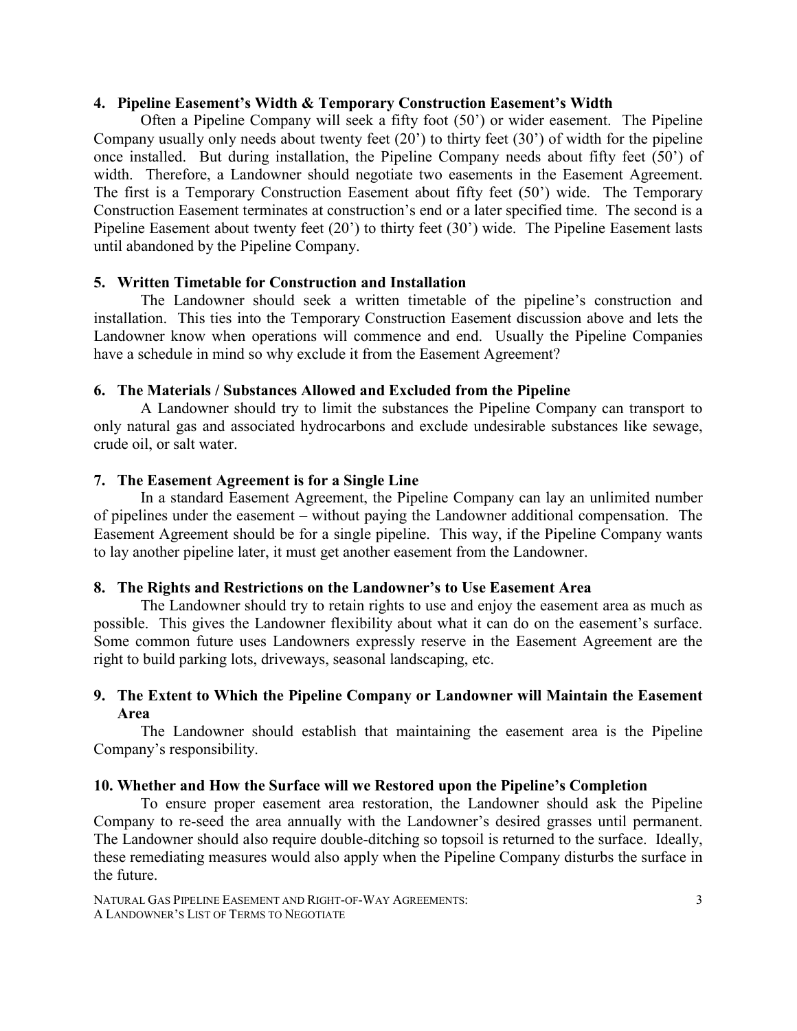### 4. Pipeline Easement's Width & Temporary Construction Easement's Width

Often a Pipeline Company will seek a fifty foot (50') or wider easement. The Pipeline Company usually only needs about twenty feet (20') to thirty feet (30') of width for the pipeline once installed. But during installation, the Pipeline Company needs about fifty feet (50') of width. Therefore, a Landowner should negotiate two easements in the Easement Agreement. The first is a Temporary Construction Easement about fifty feet (50') wide. The Temporary Construction Easement terminates at construction's end or a later specified time. The second is a Pipeline Easement about twenty feet (20') to thirty feet (30') wide. The Pipeline Easement lasts until abandoned by the Pipeline Company.

### 5. Written Timetable for Construction and Installation

The Landowner should seek a written timetable of the pipeline's construction and installation. This ties into the Temporary Construction Easement discussion above and lets the Landowner know when operations will commence and end. Usually the Pipeline Companies have a schedule in mind so why exclude it from the Easement Agreement?

### 6. The Materials / Substances Allowed and Excluded from the Pipeline

A Landowner should try to limit the substances the Pipeline Company can transport to only natural gas and associated hydrocarbons and exclude undesirable substances like sewage, crude oil, or salt water.

### 7. The Easement Agreement is for a Single Line

In a standard Easement Agreement, the Pipeline Company can lay an unlimited number of pipelines under the easement – without paying the Landowner additional compensation. The Easement Agreement should be for a single pipeline. This way, if the Pipeline Company wants to lay another pipeline later, it must get another easement from the Landowner.

### 8. The Rights and Restrictions on the Landowner's to Use Easement Area

The Landowner should try to retain rights to use and enjoy the easement area as much as possible. This gives the Landowner flexibility about what it can do on the easement's surface. Some common future uses Landowners expressly reserve in the Easement Agreement are the right to build parking lots, driveways, seasonal landscaping, etc.

### 9. The Extent to Which the Pipeline Company or Landowner will Maintain the Easement Area

The Landowner should establish that maintaining the easement area is the Pipeline Company's responsibility.

### 10. Whether and How the Surface will we Restored upon the Pipeline's Completion

To ensure proper easement area restoration, the Landowner should ask the Pipeline Company to re-seed the area annually with the Landowner's desired grasses until permanent. The Landowner should also require double-ditching so topsoil is returned to the surface. Ideally, these remediating measures would also apply when the Pipeline Company disturbs the surface in the future.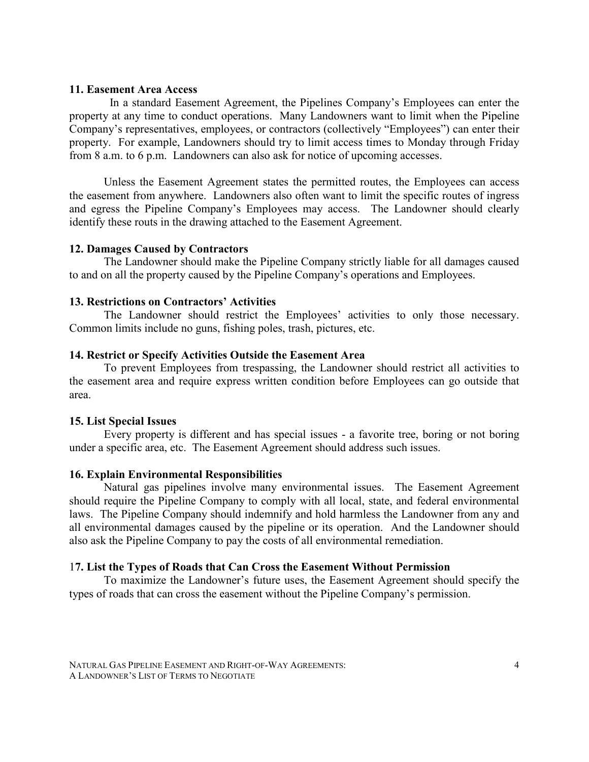**11. Easement Area Access**

In a standard Easement Agreement, the Pipelines Company's Employees can enter the property at any time to conduct operations. Many Landowners want to limit when the Pipeline Company's representatives, employees, or contractors (collectively "Employees") can enter their property. For example, Landowners should try to limit access times to Monday through Friday from 8 a.m. to 6 p.m. Landowners can also ask for notice of upcoming accesses.

Unless the Easement Agreement states the permitted routes, the Employees can access the easement from anywhere. Landowners also often want to limit the specific routes of ingress and egress the Pipeline Company's Employees may access. The Landowner should clearly identify these routs in the drawing attached to the Easement Agreement.

**12. Damages Caused by Contractors**

The Landowner should make the Pipeline Company strictly liable for all damages caused to and on all the property caused by the Pipeline Company's operations and Employees.

**13. Restrictions on Contractors' Activities**

The Landowner should restrict the Employees' activities to only those necessary. Common limits include no guns, fishing poles, trash, pictures, etc.

**14. Restrict or Specify Activities Outside the Easement Area**

To prevent Employees from trespassing, the Landowner should restrict all activities to the easement area and require express written condition before Employees can go outside that area.

**15. List Special Issues**

Every property is different and has special issues - a favorite tree, boring or not boring under a specific area, etc. The Easement Agreement should address such issues.

**16. Explain Environmental Responsibilities**

Natural gas pipelines involve many environmental issues. The Easement Agreement should require the Pipeline Company to comply with all local, state, and federal environmental laws. The Pipeline Company should indemnify and hold harmless the Landowner from any and all environmental damages caused by the pipeline or its operation. And the Landowner should also ask the Pipeline Company to pay the costs of all environmental remediation.

**17. List the Types of Roads that Can Cross the Easement Without Permission**

To maximize the Landowner's future uses, the Easement Agreement should specify the types of roads that can cross the easement without the Pipeline Company's permission.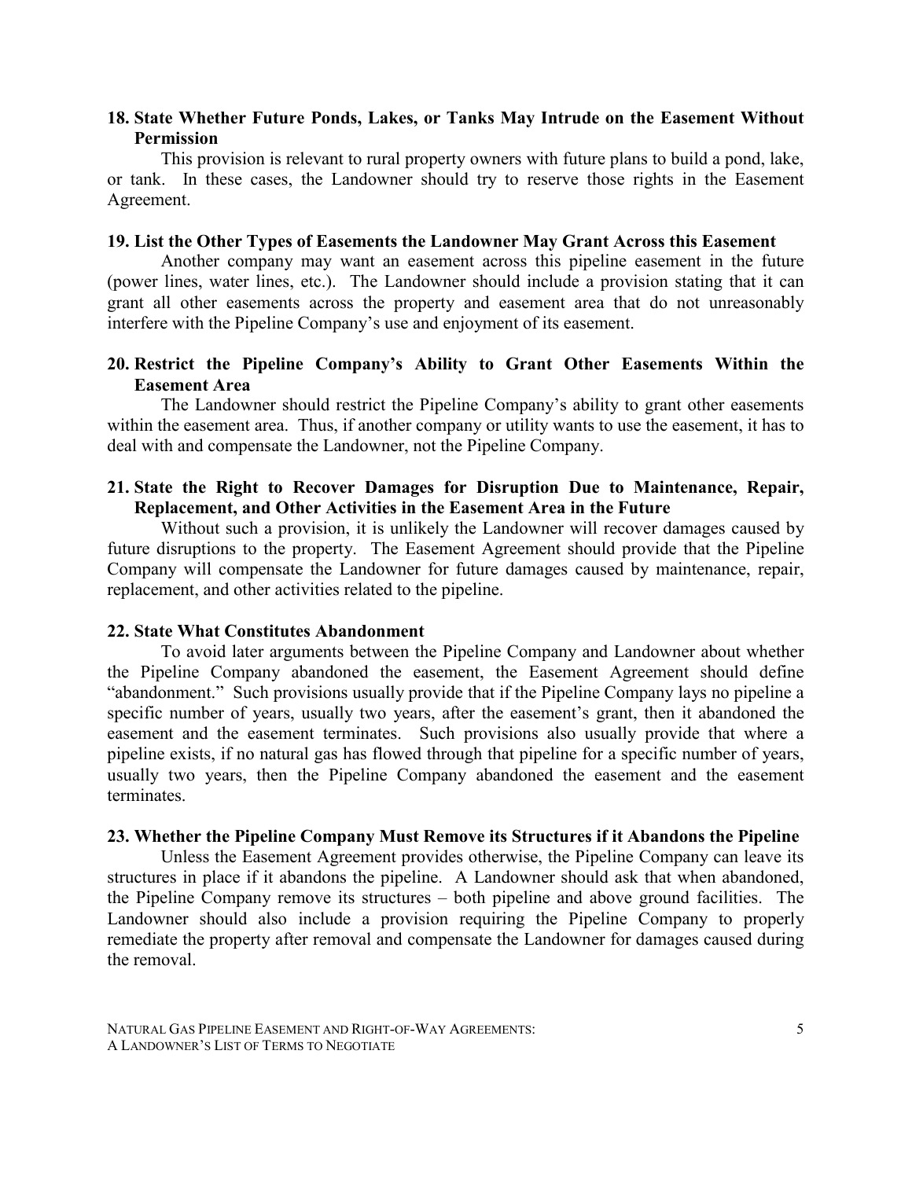### 18. State Whether Future Ponds, Lakes, or Tanks May Intrude on the Easement Without Permission

This provision is relevant to rural property owners with future plans to build a pond, lake, or tank. In these cases, the Landowner should try to reserve those rights in the Easement Agreement.

### 19. List the Other Types of Easements the Landowner May Grant Across this Easement

Another company may want an easement across this pipeline easement in the future (power lines, water lines, etc.). The Landowner should include a provision stating that it can grant all other easements across the property and easement area that do not unreasonably interfere with the Pipeline Company's use and enjoyment of its easement.

### 20. Restrict the Pipeline Company's Ability to Grant Other Easements Within the Easement Area

The Landowner should restrict the Pipeline Company's ability to grant other easements within the easement area. Thus, if another company or utility wants to use the easement, it has to deal with and compensate the Landowner, not the Pipeline Company.

### 21. State the Right to Recover Damages for Disruption Due to Maintenance, Repair, Replacement, and Other Activities in the Easement Area in the Future

Without such a provision, it is unlikely the Landowner will recover damages caused by future disruptions to the property. The Easement Agreement should provide that the Pipeline Company will compensate the Landowner for future damages caused by maintenance, repair, replacement, and other activities related to the pipeline.

### 22. State What Constitutes Abandonment

To avoid later arguments between the Pipeline Company and Landowner about whether the Pipeline Company abandoned the easement, the Easement Agreement should define "abandonment." Such provisions usually provide that if the Pipeline Company lays no pipeline a specific number of years, usually two years, after the easement's grant, then it abandoned the easement and the easement terminates. Such provisions also usually provide that where a pipeline exists, if no natural gas has flowed through that pipeline for a specific number of years, usually two years, then the Pipeline Company abandoned the easement and the easement terminates.

### 23. Whether the Pipeline Company Must Remove its Structures if it Abandons the Pipeline

Unless the Easement Agreement provides otherwise, the Pipeline Company can leave its structures in place if it abandons the pipeline. A Landowner should ask that when abandoned, the Pipeline Company remove its structures – both pipeline and above ground facilities. The Landowner should also include a provision requiring the Pipeline Company to properly remediate the property after removal and compensate the Landowner for damages caused during the removal.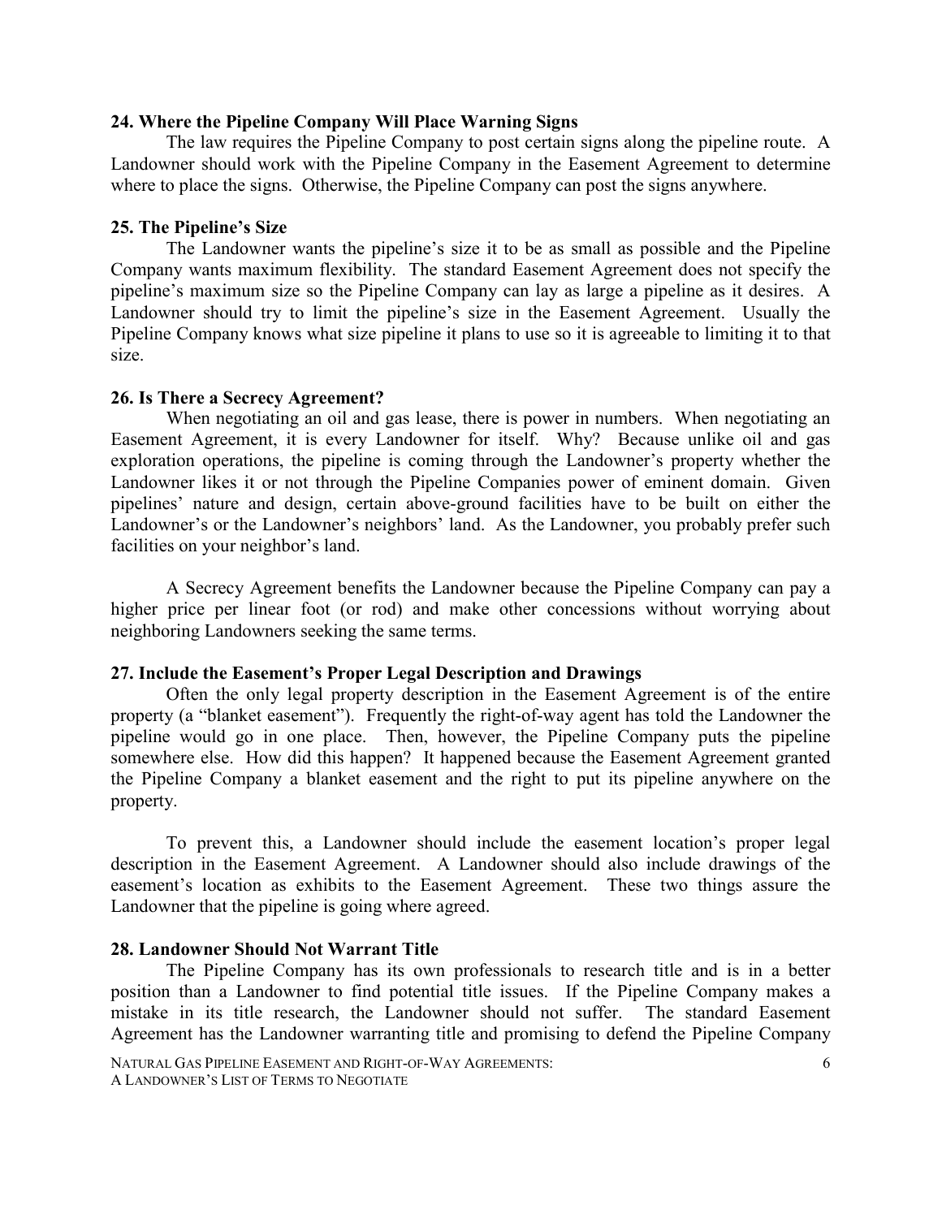### 24. Where the Pipeline Company Will Place Warning Signs

The law requires the Pipeline Company to post certain signs along the pipeline route. A Landowner should work with the Pipeline Company in the Easement Agreement to determine where to place the signs. Otherwise, the Pipeline Company can post the signs anywhere.

### 25. The Pipeline's Size

The Landowner wants the pipeline's size it to be as small as possible and the Pipeline Company wants maximum flexibility. The standard Easement Agreement does not specify the pipeline's maximum size so the Pipeline Company can lay as large a pipeline as it desires. A Landowner should try to limit the pipeline's size in the Easement Agreement. Usually the Pipeline Company knows what size pipeline it plans to use so it is agreeable to limiting it to that size.

### 26. Is There a Secrecy Agreement?

When negotiating an oil and gas lease, there is power in numbers. When negotiating an Easement Agreement, it is every Landowner for itself. Why? Because unlike oil and gas exploration operations, the pipeline is coming through the Landowner's property whether the Landowner likes it or not through the Pipeline Companies power of eminent domain. Given pipelines' nature and design, certain above-ground facilities have to be built on either the Landowner's or the Landowner's neighbors' land. As the Landowner, you probably prefer such facilities on your neighbor's land.

A Secrecy Agreement benefits the Landowner because the Pipeline Company can pay a higher price per linear foot (or rod) and make other concessions without worrying about neighboring Landowners seeking the same terms.

### 27. Include the Easement's Proper Legal Description and Drawings

Often the only legal property description in the Easement Agreement is of the entire property (a "blanket easement"). Frequently the right-of-way agent has told the Landowner the pipeline would go in one place. Then, however, the Pipeline Company puts the pipeline somewhere else. How did this happen? It happened because the Easement Agreement granted the Pipeline Company a blanket easement and the right to put its pipeline anywhere on the property.

To prevent this, a Landowner should include the easement location's proper legal description in the Easement Agreement. A Landowner should also include drawings of the easement's location as exhibits to the Easement Agreement. These two things assure the Landowner that the pipeline is going where agreed.

### 28. Landowner Should Not Warrant Title

The Pipeline Company has its own professionals to research title and is in a better position than a Landowner to find potential title issues. If the Pipeline Company makes a mistake in its title research, the Landowner should not suffer. The standard Easement Agreement has the Landowner warranting title and promising to defend the Pipeline Company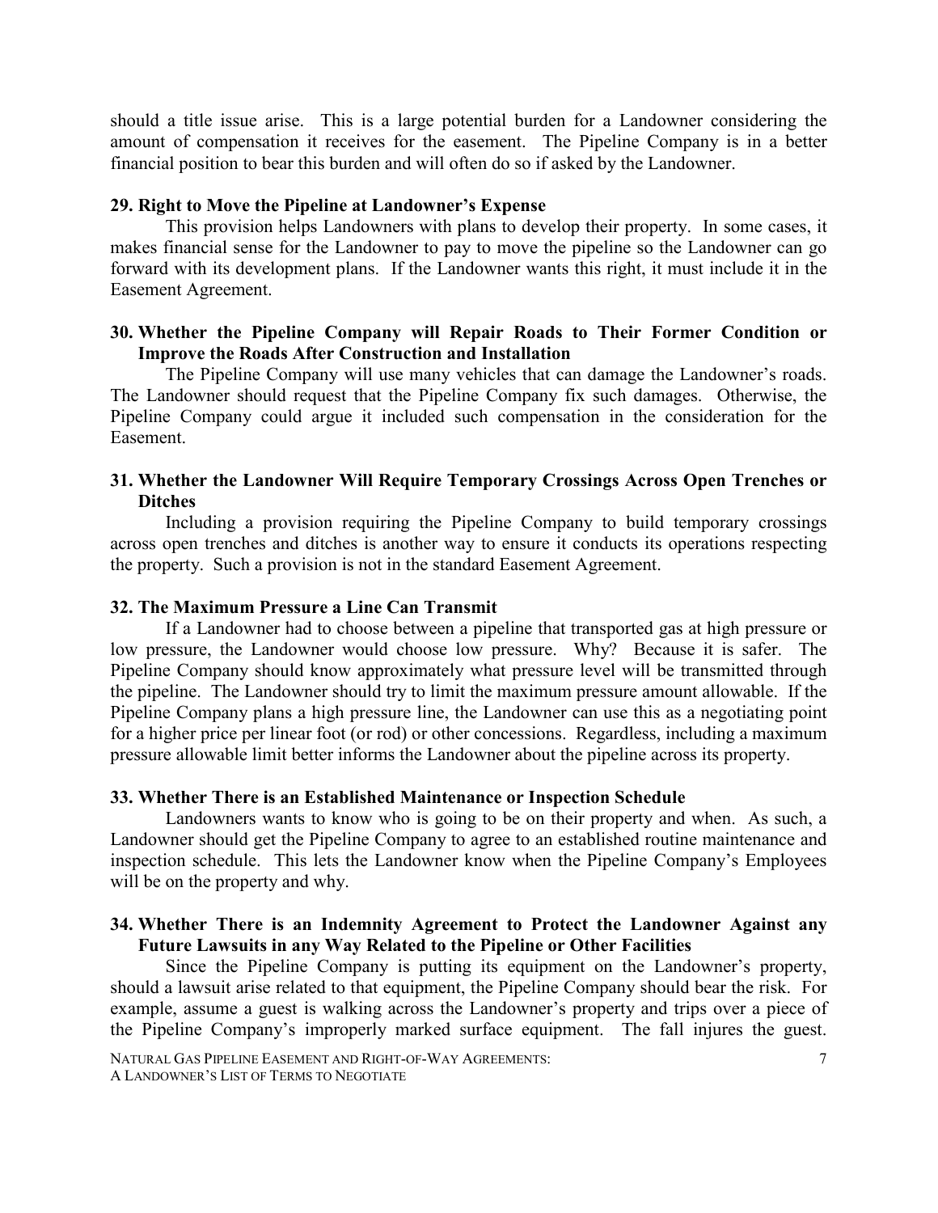should a title issue arise. This is a large potential burden for a Landowner considering the amount of compensation it receives for the easement. The Pipeline Company is in a better financial position to bear this burden and will often do so if asked by the Landowner.

### 29. Right to Move the Pipeline at Landowner's Expense

This provision helps Landowners with plans to develop their property. In some cases, it makes financial sense for the Landowner to pay to move the pipeline so the Landowner can go forward with its development plans. If the Landowner wants this right, it must include it in the Easement Agreement.

### 30. Whether the Pipeline Company will Repair Roads to Their Former Condition or Improve the Roads After Construction and Installation

The Pipeline Company will use many vehicles that can damage the Landowner's roads. The Landowner should request that the Pipeline Company fix such damages. Otherwise, the Pipeline Company could argue it included such compensation in the consideration for the Easement.

### 31. Whether the Landowner Will Require Temporary Crossings Across Open Trenches or Ditches

Including a provision requiring the Pipeline Company to build temporary crossings across open trenches and ditches is another way to ensure it conducts its operations respecting the property. Such a provision is not in the standard Easement Agreement.

### 32. The Maximum Pressure a Line Can Transmit

If a Landowner had to choose between a pipeline that transported gas at high pressure or low pressure, the Landowner would choose low pressure. Why? Because it is safer. The Pipeline Company should know approximately what pressure level will be transmitted through the pipeline. The Landowner should try to limit the maximum pressure amount allowable. If the Pipeline Company plans a high pressure line, the Landowner can use this as a negotiating point for a higher price per linear foot (or rod) or other concessions. Regardless, including a maximum pressure allowable limit better informs the Landowner about the pipeline across its property.

### 33. Whether There is an Established Maintenance or Inspection Schedule

Landowners wants to know who is going to be on their property and when. As such, a Landowner should get the Pipeline Company to agree to an established routine maintenance and inspection schedule. This lets the Landowner know when the Pipeline Company's Employees will be on the property and why.

### 34. Whether There is an Indemnity Agreement to Protect the Landowner Against any Future Lawsuits in any Way Related to the Pipeline or Other Facilities

Since the Pipeline Company is putting its equipment on the Landowner's property, should a lawsuit arise related to that equipment, the Pipeline Company should bear the risk. For example, assume a guest is walking across the Landowner's property and trips over a piece of the Pipeline Company's improperly marked surface equipment. The fall injures the guest.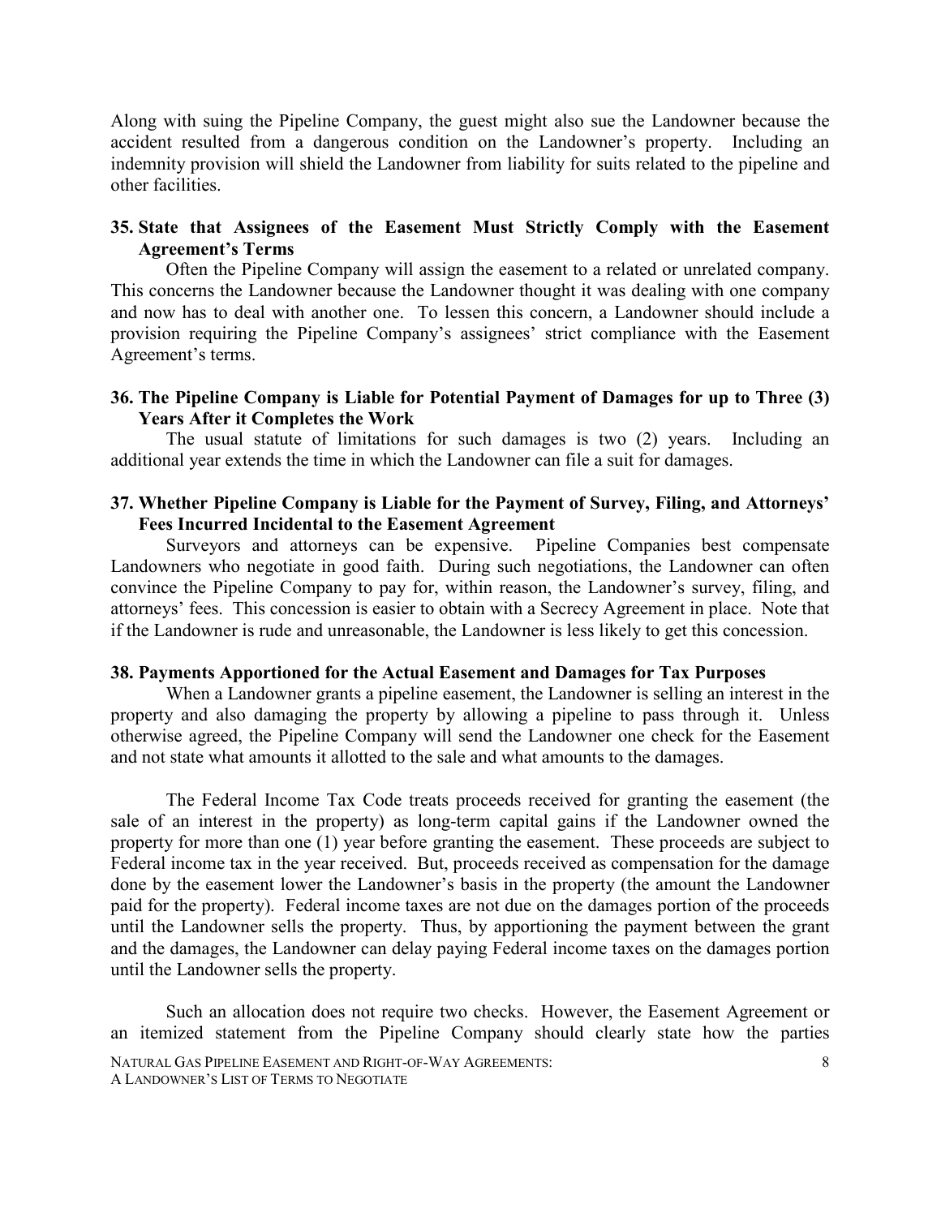Along with suing the Pipeline Company, the guest might also sue the Landowner because the accident resulted from a dangerous condition on the Landowner's property. Including an indemnity provision will shield the Landowner from liability for suits related to the pipeline and other facilities.

### 35. State that Assignees of the Easement Must Strictly Comply with the Easement Agreement's Terms

Often the Pipeline Company will assign the easement to a related or unrelated company. This concerns the Landowner because the Landowner thought it was dealing with one company and now has to deal with another one. To lessen this concern, a Landowner should include a provision requiring the Pipeline Company's assignees' strict compliance with the Easement Agreement's terms.

### 36. The Pipeline Company is Liable for Potential Payment of Damages for up to Three (3) Years After it Completes the Work

The usual statute of limitations for such damages is two (2) years. Including an additional year extends the time in which the Landowner can file a suit for damages.

### 37. Whether Pipeline Company is Liable for the Payment of Survey, Filing, and Attorneys' Fees Incurred Incidental to the Easement Agreement

Surveyors and attorneys can be expensive. Pipeline Companies best compensate Landowners who negotiate in good faith. During such negotiations, the Landowner can often convince the Pipeline Company to pay for, within reason, the Landowner's survey, filing, and attorneys' fees. This concession is easier to obtain with a Secrecy Agreement in place. Note that if the Landowner is rude and unreasonable, the Landowner is less likely to get this concession.

### 38. Payments Apportioned for the Actual Easement and Damages for Tax Purposes

When a Landowner grants a pipeline easement, the Landowner is selling an interest in the property and also damaging the property by allowing a pipeline to pass through it. Unless otherwise agreed, the Pipeline Company will send the Landowner one check for the Easement and not state what amounts it allotted to the sale and what amounts to the damages.

The Federal Income Tax Code treats proceeds received for granting the easement (the sale of an interest in the property) as long-term capital gains if the Landowner owned the property for more than one (1) year before granting the easement. These proceeds are subject to Federal income tax in the year received. But, proceeds received as compensation for the damage done by the easement lower the Landowner's basis in the property (the amount the Landowner paid for the property). Federal income taxes are not due on the damages portion of the proceeds until the Landowner sells the property. Thus, by apportioning the payment between the grant and the damages, the Landowner can delay paying Federal income taxes on the damages portion until the Landowner sells the property.

Such an allocation does not require two checks. However, the Easement Agreement or an itemized statement from the Pipeline Company should clearly state how the parties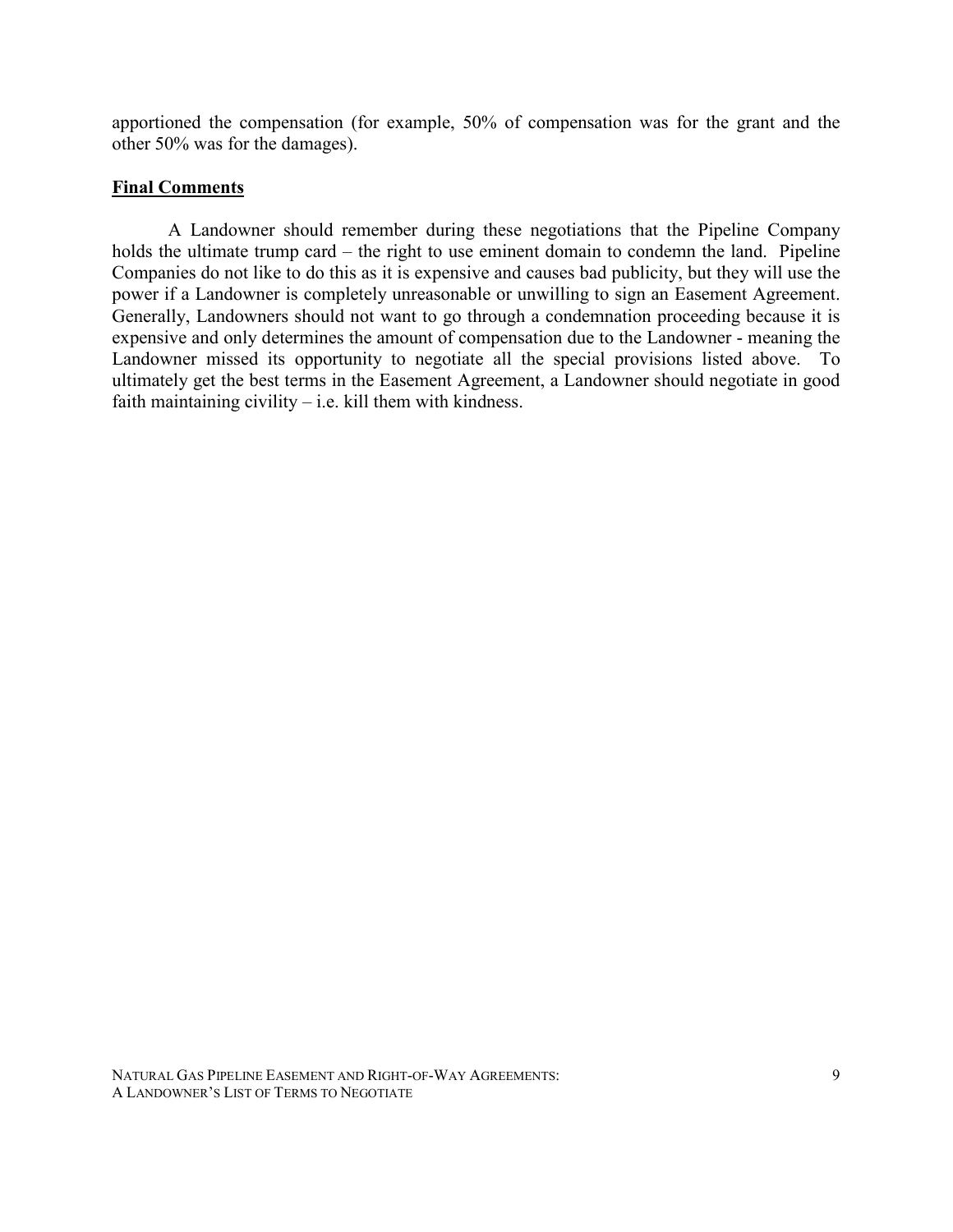apportioned the compensation (for example, 50% of compensation was for the grant and the other 50% was for the damages).

**Final Comments**

A Landowner should remember during these negotiations that the Pipeline Company holds the ultimate trump card – the right to use eminent domain to condemn the land. Pipeline Companies do not like to do this as it is expensive and causes bad publicity, but they will use the power if a Landowner is completely unreasonable or unwilling to sign an Easement Agreement. Generally, Landowners should not want to go through a condemnation proceeding because it is expensive and only determines the amount of compensation due to the Landowner - meaning the Landowner missed its opportunity to negotiate all the special provisions listed above. To ultimately get the best terms in the Easement Agreement, a Landowner should negotiate in good faith maintaining civility – i.e. kill them with kindness.